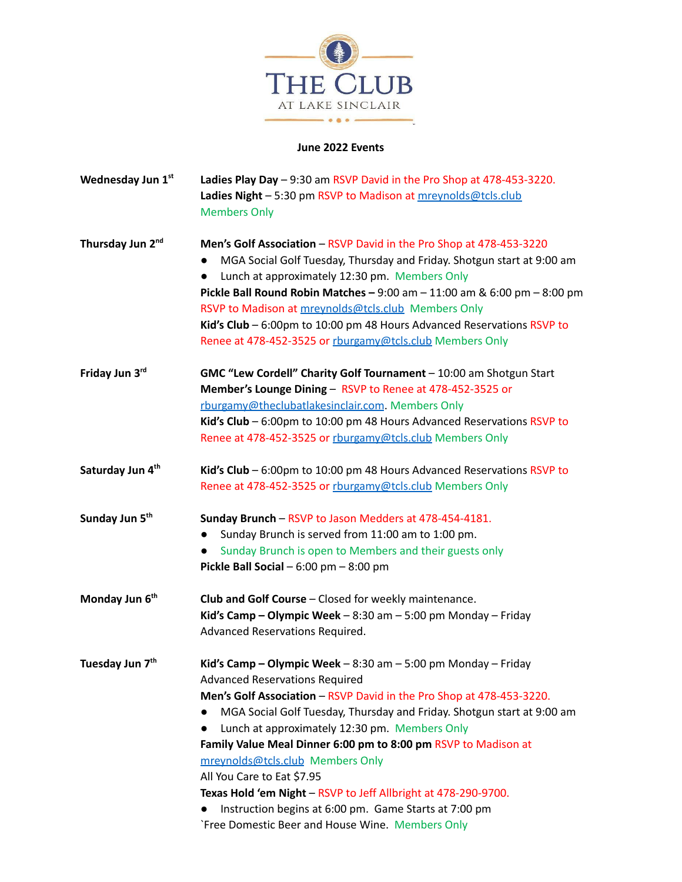# THE CLUB
AT LAKE SINCLAIR

**June 2022 Events**

**Wednesday Jun 1st**

**Ladies Play Day** – 9:30 am RSVP David in the Pro Shop at 478-453-3220.
**Ladies Night** – 5:30 pm RSVP to Madison at mreynolds@tcls.club
Members Only

**Thursday Jun 2nd**

**Men's Golf Association** – RSVP David in the Pro Shop at 478-453-3220

- MGA Social Golf Tuesday, Thursday and Friday. Shotgun start at 9:00 am
- Lunch at approximately 12:30 pm. Members Only

**Pickle Ball Round Robin Matches –** 9:00 am – 11:00 am & 6:00 pm – 8:00 pm RSVP to Madison at mreynolds@tcls.club Members Only
**Kid's Club** – 6:00pm to 10:00 pm 48 Hours Advanced Reservations RSVP to Renee at 478-452-3525 or rburgamy@tcls.club Members Only

**Friday Jun 3rd**

**GMC "Lew Cordell" Charity Golf Tournament** – 10:00 am Shotgun Start
**Member's Lounge Dining** – RSVP to Renee at 478-452-3525 or rburgamy@theclubatlakesinclair.com. Members Only
**Kid's Club** – 6:00pm to 10:00 pm 48 Hours Advanced Reservations RSVP to Renee at 478-452-3525 or rburgamy@tcls.club Members Only

**Saturday Jun 4th**

**Kid's Club** – 6:00pm to 10:00 pm 48 Hours Advanced Reservations RSVP to Renee at 478-452-3525 or rburgamy@tcls.club Members Only

**Sunday Jun 5th**

**Sunday Brunch** – RSVP to Jason Medders at 478-454-4181.

- Sunday Brunch is served from 11:00 am to 1:00 pm.
- Sunday Brunch is open to Members and their guests only

**Pickle Ball Social** – 6:00 pm – 8:00 pm

**Monday Jun 6th**

**Club and Golf Course** – Closed for weekly maintenance.
**Kid's Camp – Olympic Week** – 8:30 am – 5:00 pm Monday – Friday Advanced Reservations Required.

**Tuesday Jun 7th**

**Kid's Camp – Olympic Week** – 8:30 am – 5:00 pm Monday – Friday Advanced Reservations Required
**Men's Golf Association** – RSVP David in the Pro Shop at 478-453-3220.

- MGA Social Golf Tuesday, Thursday and Friday. Shotgun start at 9:00 am
- Lunch at approximately 12:30 pm. Members Only

**Family Value Meal Dinner 6:00 pm to 8:00 pm** RSVP to Madison at mreynolds@tcls.club Members Only
All You Care to Eat $7.95
**Texas Hold 'em Night** – RSVP to Jeff Allbright at 478-290-9700.

- Instruction begins at 6:00 pm. Game Starts at 7:00 pm

`Free Domestic Beer and House Wine. Members Only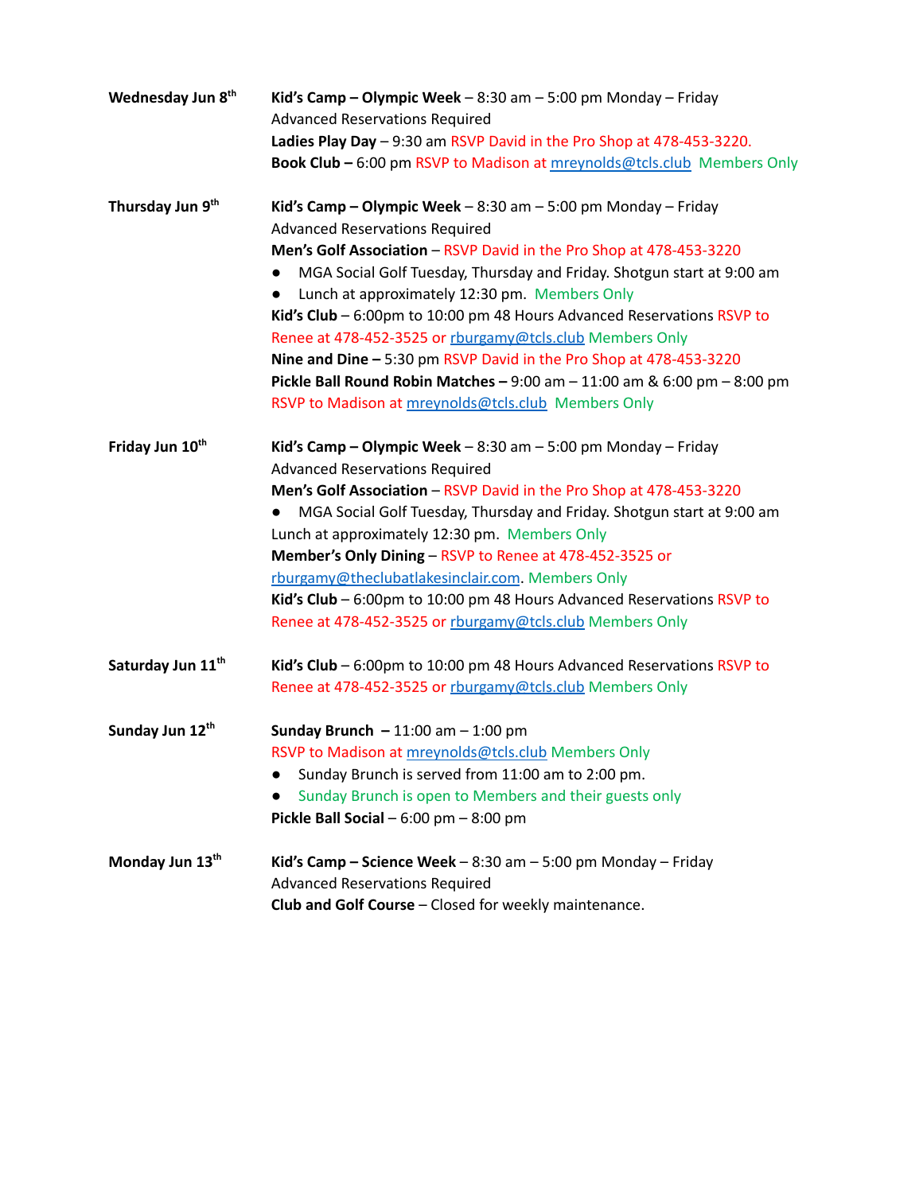**Wednesday Jun 8th**

**Kid's Camp – Olympic Week** – 8:30 am – 5:00 pm Monday – Friday
Advanced Reservations Required
**Ladies Play Day** – 9:30 am RSVP David in the Pro Shop at 478-453-3220.
**Book Club –** 6:00 pm RSVP to Madison at mreynolds@tcls.club Members Only

**Thursday Jun 9th**

**Kid's Camp – Olympic Week** – 8:30 am – 5:00 pm Monday – Friday
Advanced Reservations Required
**Men's Golf Association** – RSVP David in the Pro Shop at 478-453-3220

- MGA Social Golf Tuesday, Thursday and Friday. Shotgun start at 9:00 am
- Lunch at approximately 12:30 pm. Members Only

**Kid's Club** – 6:00pm to 10:00 pm 48 Hours Advanced Reservations RSVP to Renee at 478-452-3525 or rburgamy@tcls.club Members Only
**Nine and Dine –** 5:30 pm RSVP David in the Pro Shop at 478-453-3220
**Pickle Ball Round Robin Matches –** 9:00 am – 11:00 am & 6:00 pm – 8:00 pm
RSVP to Madison at mreynolds@tcls.club Members Only

**Friday Jun 10th**

**Kid's Camp – Olympic Week** – 8:30 am – 5:00 pm Monday – Friday
Advanced Reservations Required
**Men's Golf Association** – RSVP David in the Pro Shop at 478-453-3220

- MGA Social Golf Tuesday, Thursday and Friday. Shotgun start at 9:00 am

Lunch at approximately 12:30 pm. Members Only
**Member's Only Dining** – RSVP to Renee at 478-452-3525 or rburgamy@theclubatlakesinclair.com. Members Only
**Kid's Club** – 6:00pm to 10:00 pm 48 Hours Advanced Reservations RSVP to Renee at 478-452-3525 or rburgamy@tcls.club Members Only

**Saturday Jun 11th**

**Kid's Club** – 6:00pm to 10:00 pm 48 Hours Advanced Reservations RSVP to Renee at 478-452-3525 or rburgamy@tcls.club Members Only

**Sunday Jun 12th**

**Sunday Brunch –** 11:00 am – 1:00 pm
RSVP to Madison at mreynolds@tcls.club Members Only

- Sunday Brunch is served from 11:00 am to 2:00 pm.
- Sunday Brunch is open to Members and their guests only

**Pickle Ball Social** – 6:00 pm – 8:00 pm

**Monday Jun 13th**

**Kid's Camp – Science Week** – 8:30 am – 5:00 pm Monday – Friday
Advanced Reservations Required
**Club and Golf Course** – Closed for weekly maintenance.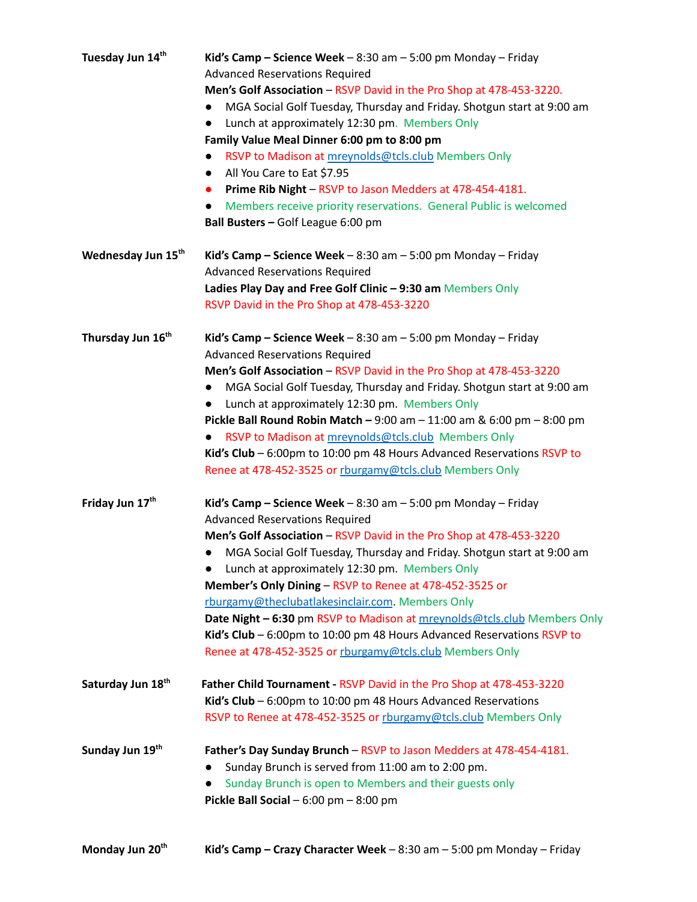**Tuesday Jun 14th**

**Kid's Camp – Science Week** – 8:30 am – 5:00 pm Monday – Friday
Advanced Reservations Required

**Men's Golf Association** – RSVP David in the Pro Shop at 478-453-3220.

- MGA Social Golf Tuesday, Thursday and Friday. Shotgun start at 9:00 am
- Lunch at approximately 12:30 pm. Members Only

**Family Value Meal Dinner 6:00 pm to 8:00 pm**

- RSVP to Madison at mreynolds@tcls.club Members Only
- All You Care to Eat $7.95
- **Prime Rib Night** – RSVP to Jason Medders at 478-454-4181.
- Members receive priority reservations. General Public is welcomed

**Ball Busters –** Golf League 6:00 pm

**Wednesday Jun 15th**

**Kid's Camp – Science Week** – 8:30 am – 5:00 pm Monday – Friday
Advanced Reservations Required

**Ladies Play Day and Free Golf Clinic – 9:30 am** Members Only
RSVP David in the Pro Shop at 478-453-3220

**Thursday Jun 16th**

**Kid's Camp – Science Week** – 8:30 am – 5:00 pm Monday – Friday
Advanced Reservations Required

**Men's Golf Association** – RSVP David in the Pro Shop at 478-453-3220

- MGA Social Golf Tuesday, Thursday and Friday. Shotgun start at 9:00 am
- Lunch at approximately 12:30 pm. Members Only

**Pickle Ball Round Robin Match –** 9:00 am – 11:00 am & 6:00 pm – 8:00 pm

- RSVP to Madison at mreynolds@tcls.club Members Only

**Kid's Club** – 6:00pm to 10:00 pm 48 Hours Advanced Reservations RSVP to Renee at 478-452-3525 or rburgamy@tcls.club Members Only

**Friday Jun 17th**

**Kid's Camp – Science Week** – 8:30 am – 5:00 pm Monday – Friday
Advanced Reservations Required

**Men's Golf Association** – RSVP David in the Pro Shop at 478-453-3220

- MGA Social Golf Tuesday, Thursday and Friday. Shotgun start at 9:00 am
- Lunch at approximately 12:30 pm. Members Only

**Member's Only Dining** – RSVP to Renee at 478-452-3525 or rburgamy@theclubatlakesinclair.com. Members Only

**Date Night – 6:30** pm RSVP to Madison at mreynolds@tcls.club Members Only

**Kid's Club** – 6:00pm to 10:00 pm 48 Hours Advanced Reservations RSVP to Renee at 478-452-3525 or rburgamy@tcls.club Members Only

**Saturday Jun 18th**

**Father Child Tournament -** RSVP David in the Pro Shop at 478-453-3220

**Kid's Club** – 6:00pm to 10:00 pm 48 Hours Advanced Reservations
RSVP to Renee at 478-452-3525 or rburgamy@tcls.club Members Only

**Sunday Jun 19th**

**Father's Day Sunday Brunch** – RSVP to Jason Medders at 478-454-4181.

- Sunday Brunch is served from 11:00 am to 2:00 pm.
- Sunday Brunch is open to Members and their guests only

**Pickle Ball Social** – 6:00 pm – 8:00 pm

**Monday Jun 20th**

**Kid's Camp – Crazy Character Week** – 8:30 am – 5:00 pm Monday – Friday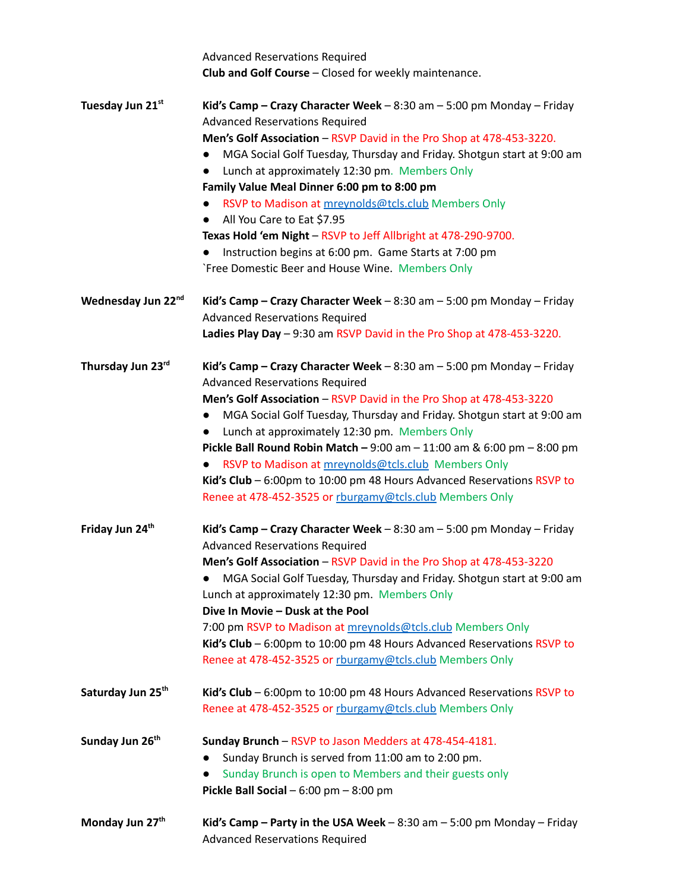Advanced Reservations Required
**Club and Golf Course** – Closed for weekly maintenance.

**Tuesday Jun 21st**

**Kid's Camp – Crazy Character Week** – 8:30 am – 5:00 pm Monday – Friday
Advanced Reservations Required
**Men's Golf Association** – RSVP David in the Pro Shop at 478-453-3220.

- MGA Social Golf Tuesday, Thursday and Friday. Shotgun start at 9:00 am
- Lunch at approximately 12:30 pm. Members Only

**Family Value Meal Dinner 6:00 pm to 8:00 pm**

- RSVP to Madison at mreynolds@tcls.club Members Only
- All You Care to Eat $7.95

**Texas Hold 'em Night** – RSVP to Jeff Allbright at 478-290-9700.

- Instruction begins at 6:00 pm. Game Starts at 7:00 pm

`Free Domestic Beer and House Wine. Members Only

**Wednesday Jun 22nd**

**Kid's Camp – Crazy Character Week** – 8:30 am – 5:00 pm Monday – Friday
Advanced Reservations Required
**Ladies Play Day** – 9:30 am RSVP David in the Pro Shop at 478-453-3220.

**Thursday Jun 23rd**

**Kid's Camp – Crazy Character Week** – 8:30 am – 5:00 pm Monday – Friday
Advanced Reservations Required
**Men's Golf Association** – RSVP David in the Pro Shop at 478-453-3220

- MGA Social Golf Tuesday, Thursday and Friday. Shotgun start at 9:00 am
- Lunch at approximately 12:30 pm. Members Only

**Pickle Ball Round Robin Match –** 9:00 am – 11:00 am & 6:00 pm – 8:00 pm

- RSVP to Madison at mreynolds@tcls.club Members Only

**Kid's Club** – 6:00pm to 10:00 pm 48 Hours Advanced Reservations RSVP to Renee at 478-452-3525 or rburgamy@tcls.club Members Only

**Friday Jun 24th**

**Kid's Camp – Crazy Character Week** – 8:30 am – 5:00 pm Monday – Friday
Advanced Reservations Required
**Men's Golf Association** – RSVP David in the Pro Shop at 478-453-3220

- MGA Social Golf Tuesday, Thursday and Friday. Shotgun start at 9:00 am

Lunch at approximately 12:30 pm. Members Only
**Dive In Movie – Dusk at the Pool**
7:00 pm RSVP to Madison at mreynolds@tcls.club Members Only
**Kid's Club** – 6:00pm to 10:00 pm 48 Hours Advanced Reservations RSVP to Renee at 478-452-3525 or rburgamy@tcls.club Members Only

**Saturday Jun 25th**

**Kid's Club** – 6:00pm to 10:00 pm 48 Hours Advanced Reservations RSVP to Renee at 478-452-3525 or rburgamy@tcls.club Members Only

**Sunday Jun 26th**

**Sunday Brunch** – RSVP to Jason Medders at 478-454-4181.

- Sunday Brunch is served from 11:00 am to 2:00 pm.
- Sunday Brunch is open to Members and their guests only

**Pickle Ball Social** – 6:00 pm – 8:00 pm

**Monday Jun 27th**

**Kid's Camp – Party in the USA Week** – 8:30 am – 5:00 pm Monday – Friday
Advanced Reservations Required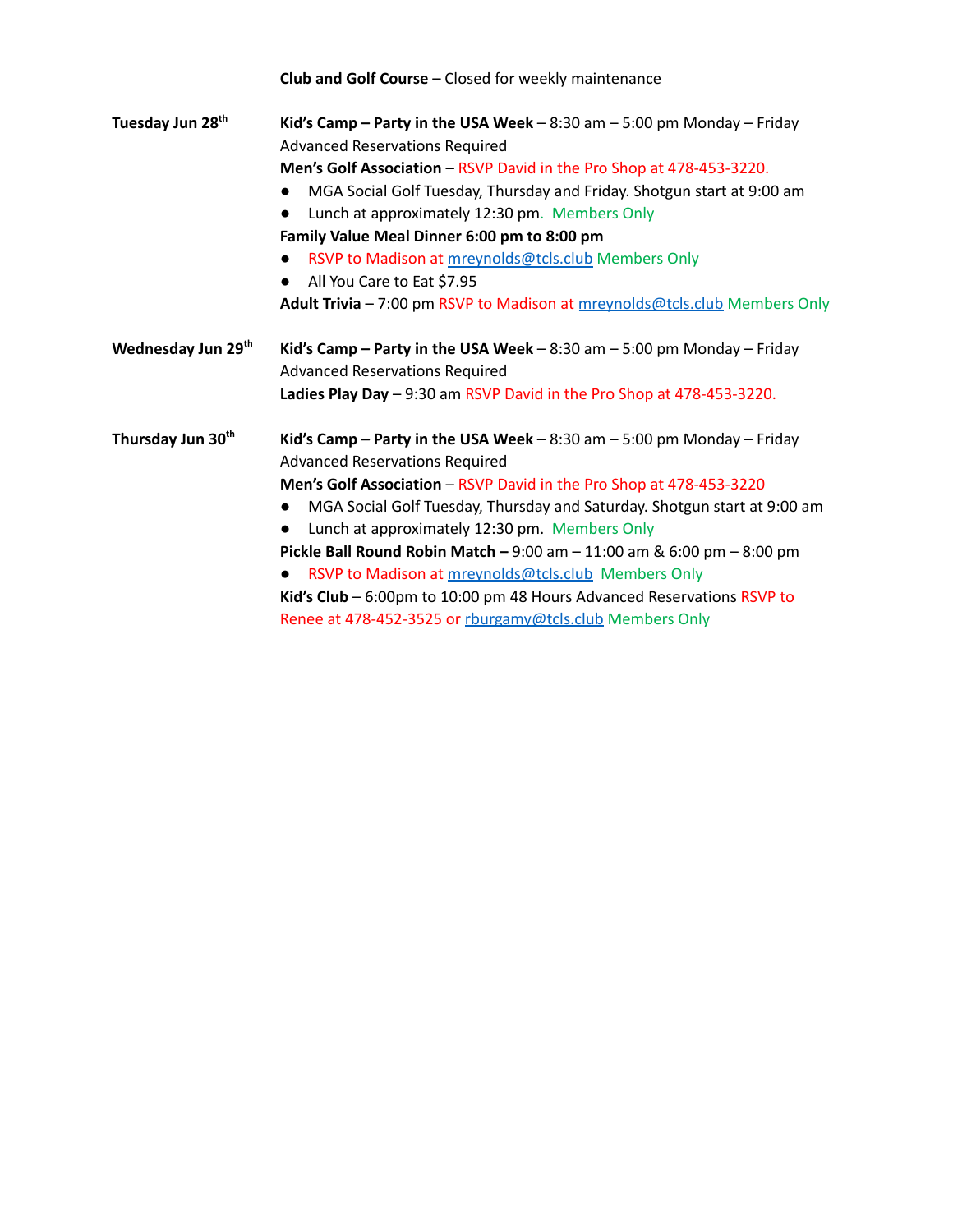**Club and Golf Course** – Closed for weekly maintenance

**Tuesday Jun 28th**

**Kid's Camp – Party in the USA Week** – 8:30 am – 5:00 pm Monday – Friday Advanced Reservations Required

**Men's Golf Association** – RSVP David in the Pro Shop at 478-453-3220.

- MGA Social Golf Tuesday, Thursday and Friday. Shotgun start at 9:00 am
- Lunch at approximately 12:30 pm. Members Only

**Family Value Meal Dinner 6:00 pm to 8:00 pm**

- RSVP to Madison at mreynolds@tcls.club Members Only
- All You Care to Eat $7.95

**Adult Trivia** – 7:00 pm RSVP to Madison at mreynolds@tcls.club Members Only

**Wednesday Jun 29th**

**Kid's Camp – Party in the USA Week** – 8:30 am – 5:00 pm Monday – Friday Advanced Reservations Required

**Ladies Play Day** – 9:30 am RSVP David in the Pro Shop at 478-453-3220.

**Thursday Jun 30th**

**Kid's Camp – Party in the USA Week** – 8:30 am – 5:00 pm Monday – Friday Advanced Reservations Required

**Men's Golf Association** – RSVP David in the Pro Shop at 478-453-3220

- MGA Social Golf Tuesday, Thursday and Saturday. Shotgun start at 9:00 am
- Lunch at approximately 12:30 pm. Members Only

**Pickle Ball Round Robin Match –** 9:00 am – 11:00 am & 6:00 pm – 8:00 pm

- RSVP to Madison at mreynolds@tcls.club Members Only

**Kid's Club** – 6:00pm to 10:00 pm 48 Hours Advanced Reservations RSVP to Renee at 478-452-3525 or rburgamy@tcls.club Members Only